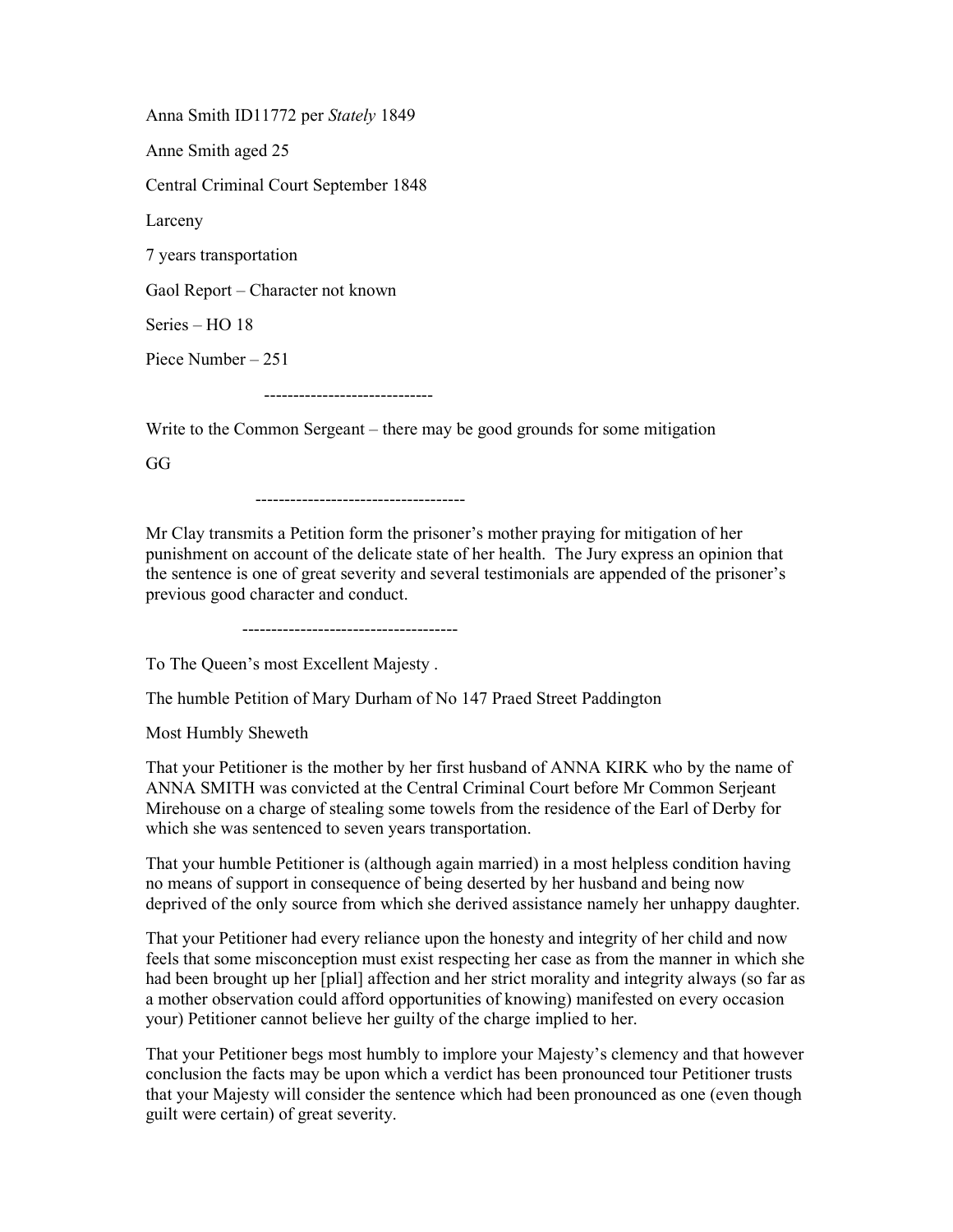Anna Smith ID11772 per *Stately* 1849

Anne Smith aged 25

Central Criminal Court September 1848

Larceny

7 years transportation

Gaol Report – Character not known

Series – HO 18

Piece Number – 251

----------------------------

Write to the Common Sergeant – there may be good grounds for some mitigation

GG

-----------------------------------

Mr Clay transmits a Petition form the prisoner's mother praying for mitigation of her punishment on account of the delicate state of her health. The Jury express an opinion that the sentence is one of great severity and several testimonials are appended of the prisoner's previous good character and conduct.

------------------------------------

To The Queen's most Excellent Majesty .

The humble Petition of Mary Durham of No 147 Praed Street Paddington

Most Humbly Sheweth

That your Petitioner is the mother by her first husband of ANNA KIRK who by the name of ANNA SMITH was convicted at the Central Criminal Court before Mr Common Serjeant Mirehouse on a charge of stealing some towels from the residence of the Earl of Derby for which she was sentenced to seven years transportation.

That your humble Petitioner is (although again married) in a most helpless condition having no means of support in consequence of being deserted by her husband and being now deprived of the only source from which she derived assistance namely her unhappy daughter.

That your Petitioner had every reliance upon the honesty and integrity of her child and now feels that some misconception must exist respecting her case as from the manner in which she had been brought up her [plial] affection and her strict morality and integrity always (so far as a mother observation could afford opportunities of knowing) manifested on every occasion your) Petitioner cannot believe her guilty of the charge implied to her.

That your Petitioner begs most humbly to implore your Majesty's clemency and that however conclusion the facts may be upon which a verdict has been pronounced tour Petitioner trusts that your Majesty will consider the sentence which had been pronounced as one (even though guilt were certain) of great severity.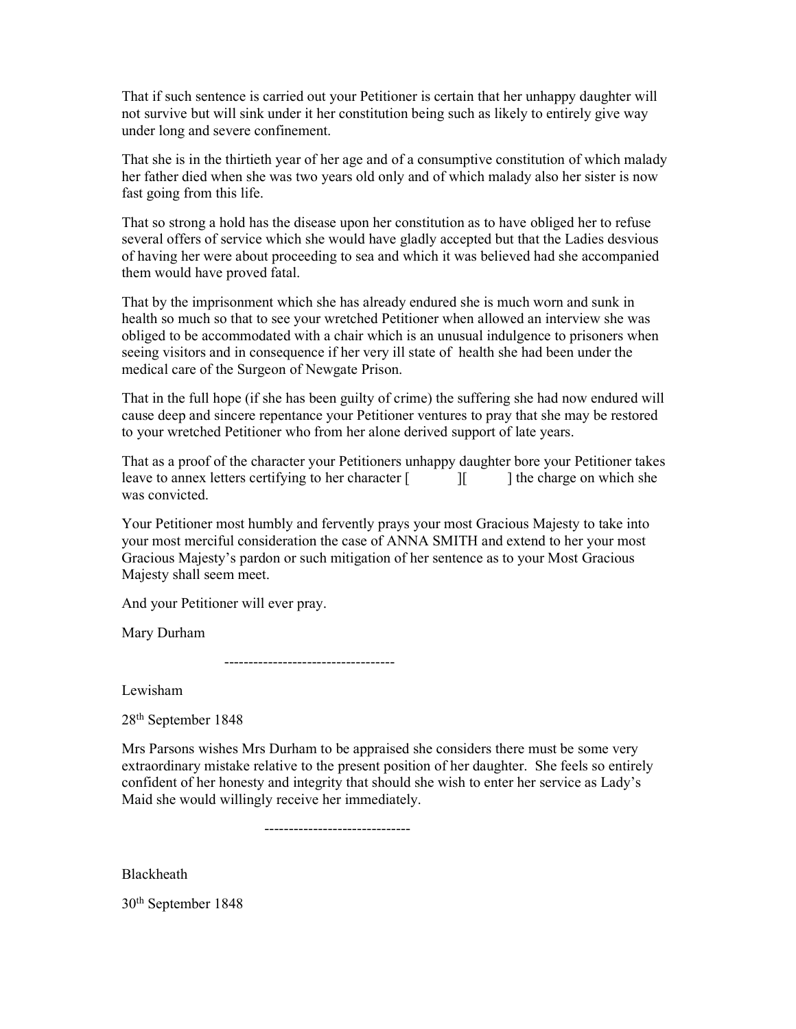That if such sentence is carried out your Petitioner is certain that her unhappy daughter will not survive but will sink under it her constitution being such as likely to entirely give way under long and severe confinement.

That she is in the thirtieth year of her age and of a consumptive constitution of which malady her father died when she was two years old only and of which malady also her sister is now fast going from this life.

That so strong a hold has the disease upon her constitution as to have obliged her to refuse several offers of service which she would have gladly accepted but that the Ladies desvious of having her were about proceeding to sea and which it was believed had she accompanied them would have proved fatal.

That by the imprisonment which she has already endured she is much worn and sunk in health so much so that to see your wretched Petitioner when allowed an interview she was obliged to be accommodated with a chair which is an unusual indulgence to prisoners when seeing visitors and in consequence if her very ill state of health she had been under the medical care of the Surgeon of Newgate Prison.

That in the full hope (if she has been guilty of crime) the suffering she had now endured will cause deep and sincere repentance your Petitioner ventures to pray that she may be restored to your wretched Petitioner who from her alone derived support of late years.

That as a proof of the character your Petitioners unhappy daughter bore your Petitioner takes leave to annex letters certifying to her character [ ][ ] the charge on which she was convicted.

Your Petitioner most humbly and fervently prays your most Gracious Majesty to take into your most merciful consideration the case of ANNA SMITH and extend to her your most Gracious Majesty's pardon or such mitigation of her sentence as to your Most Gracious Majesty shall seem meet.

And your Petitioner will ever pray.

Mary Durham

-----------------------------------

Lewisham

28th September 1848

Mrs Parsons wishes Mrs Durham to be appraised she considers there must be some very extraordinary mistake relative to the present position of her daughter. She feels so entirely confident of her honesty and integrity that should she wish to enter her service as Lady's Maid she would willingly receive her immediately.

------------------------------

Blackheath

30th September 1848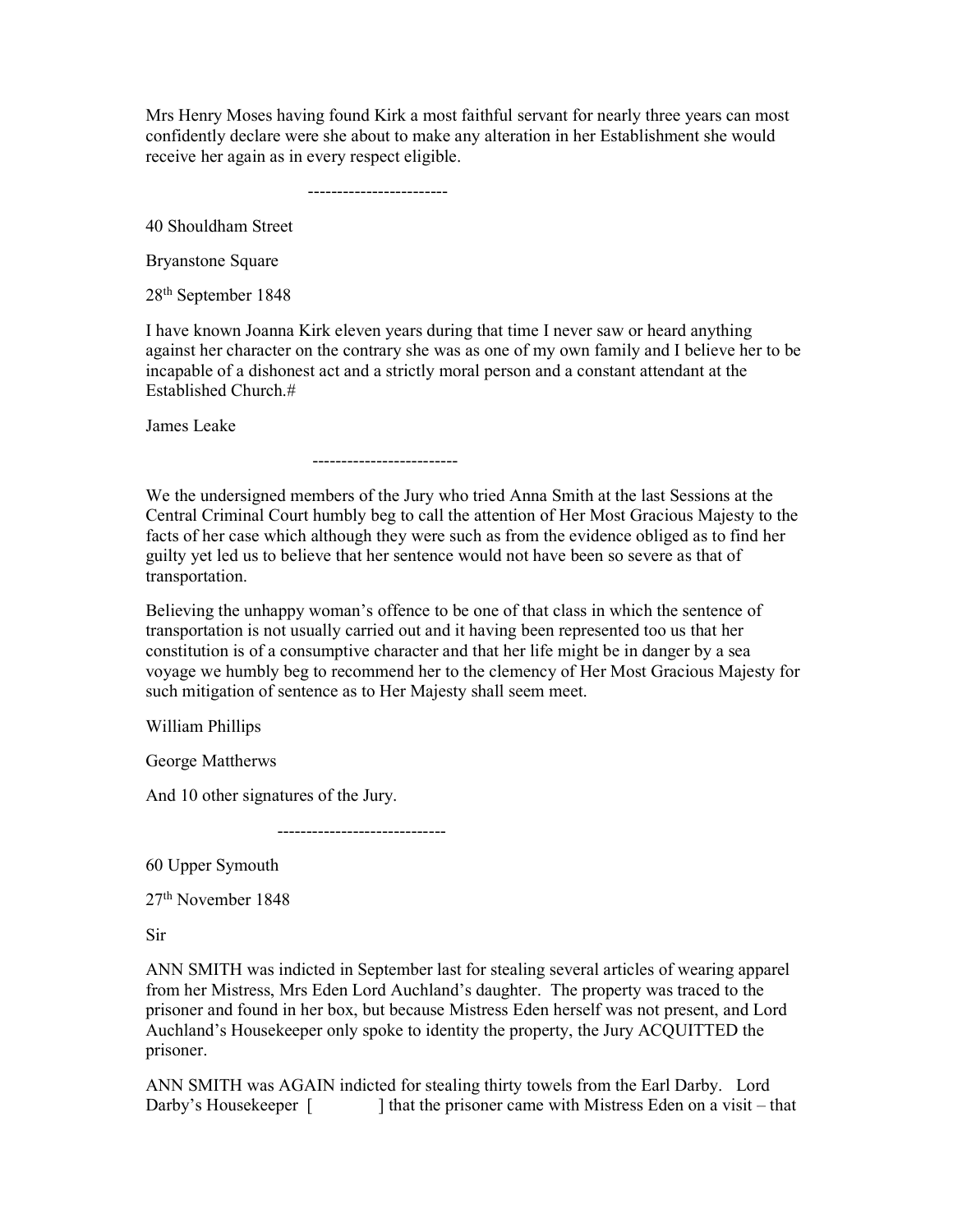Mrs Henry Moses having found Kirk a most faithful servant for nearly three years can most confidently declare were she about to make any alteration in her Establishment she would receive her again as in every respect eligible.

------------------------

40 Shouldham Street

Bryanstone Square

28th September 1848

I have known Joanna Kirk eleven years during that time I never saw or heard anything against her character on the contrary she was as one of my own family and I believe her to be incapable of a dishonest act and a strictly moral person and a constant attendant at the Established Church.#

James Leake

-------------------------

We the undersigned members of the Jury who tried Anna Smith at the last Sessions at the Central Criminal Court humbly beg to call the attention of Her Most Gracious Majesty to the facts of her case which although they were such as from the evidence obliged as to find her guilty yet led us to believe that her sentence would not have been so severe as that of transportation.

Believing the unhappy woman's offence to be one of that class in which the sentence of transportation is not usually carried out and it having been represented too us that her constitution is of a consumptive character and that her life might be in danger by a sea voyage we humbly beg to recommend her to the clemency of Her Most Gracious Majesty for such mitigation of sentence as to Her Majesty shall seem meet.

William Phillips

George Mattherws

And 10 other signatures of the Jury.

-----------------------------

60 Upper Symouth

27th November 1848

Sir

ANN SMITH was indicted in September last for stealing several articles of wearing apparel from her Mistress, Mrs Eden Lord Auchland's daughter. The property was traced to the prisoner and found in her box, but because Mistress Eden herself was not present, and Lord Auchland's Housekeeper only spoke to identity the property, the Jury ACQUITTED the prisoner.

ANN SMITH was AGAIN indicted for stealing thirty towels from the Earl Darby. Lord Darby's Housekeeper [ ] that the prisoner came with Mistress Eden on a visit – that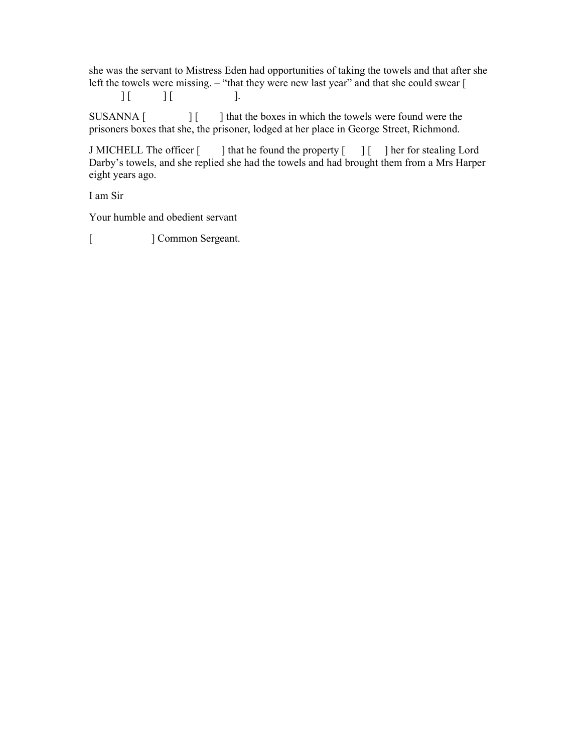she was the servant to Mistress Eden had opportunities of taking the towels and that after she left the towels were missing. – "that they were new last year" and that she could swear [ ] [ ] [ ].

SUSANNA [ ] [ ] that the boxes in which the towels were found were the prisoners boxes that she, the prisoner, lodged at her place in George Street, Richmond.

J MICHELL The officer [ ] that he found the property [ ] [ ] her for stealing Lord Darby's towels, and she replied she had the towels and had brought them from a Mrs Harper eight years ago.

I am Sir

Your humble and obedient servant

[ ] Common Sergeant.